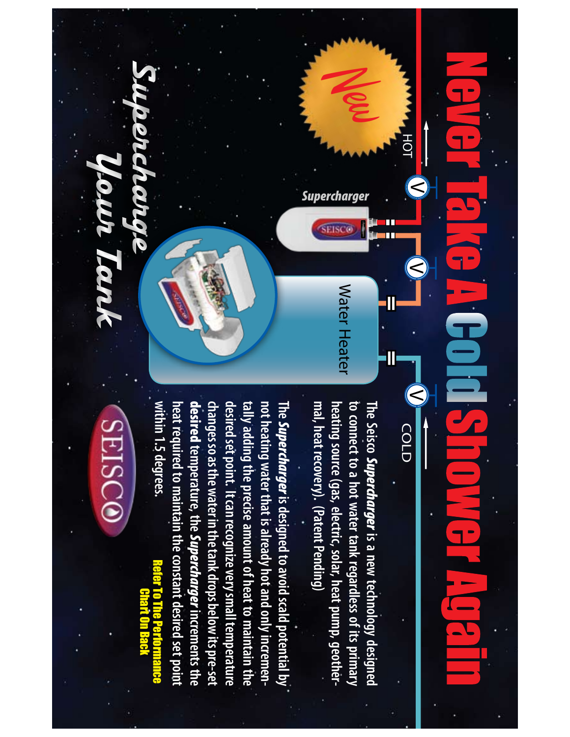# Never Take A Cold Shower Again

New

HOT

Supercharger

Water Heater

COLD

The Seisco ***Supercharger*** is a new technology designed to connect to a hot water tank regardless of its primary heating source (gas, electric, solar, heat pump, geothermal, heat recovery). (Patent Pending)

The ***Supercharger*** is designed to avoid scald potential by not heating water that is already hot and only incrementally adding the precise amount of heat to maintain the desired set point. It can recognize very small temperature changes so as the water in the tank drops below its pre-set **desired** temperature, the ***Supercharger*** increments the heat required to maintain the constant desired set point within 1.5 degrees.

**Refer To The Performance Chart On Back**

## *Supercharge Your Tank*

SEISCO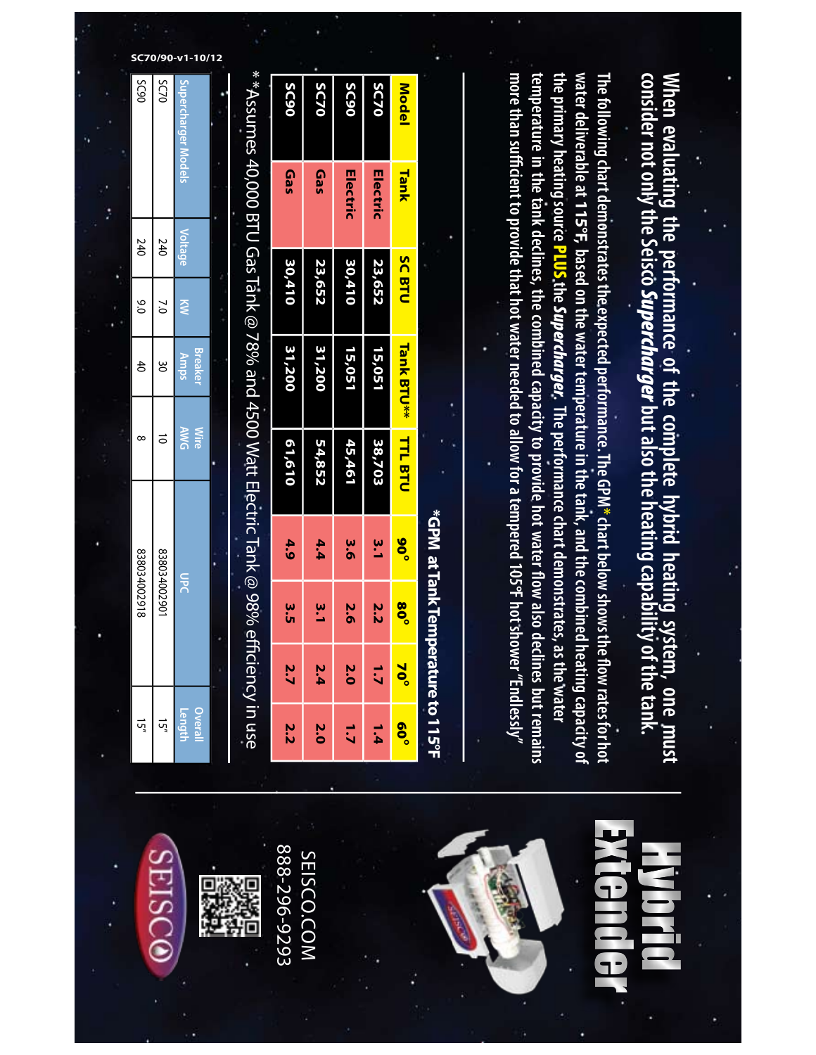# Hybrid Extender

**When evaluating the performance of the complete hybrid heating system, one must consider not only the Seisco *Supercharger* but also the heating capability of the tank.**

The following chart demonstrates the expected performance. The GPM* chart below shows the flow rates for hot water deliverable at **115°F**, based on the water temperature in the tank, and the combined heating capacity of the primary heating source **PLUS** the ***Supercharger***. The performance chart demonstrates, as the water temperature in the tank declines, the combined capacity to provide hot water flow also declines but remains more than sufficient to provide that hot water needed to allow for a tempered 105°F hot shower "Endlessly"

| | | | | | *GPM at Tank Temperature to 115°F | | | |
|---|---|---|---|---|---|---|---|---|
| **Model** | **Tank** | **SC BTU** | **Tank BTU**** | **TTL BTU** | **90°** | **80°** | **70°** | **60°** |
| **SC70** | **Electric** | **23,652** | **15,051** | **38,703** | **3.1** | **2.2** | **1.7** | **1.4** |
| **SC90** | **Electric** | **30,410** | **15,051** | **45,461** | **3.6** | **2.6** | **2.0** | **1.7** |
| **SC70** | **Gas** | **23,652** | **31,200** | **54,852** | **4.4** | **3.1** | **2.4** | **2.0** |
| **SC90** | **Gas** | **30,410** | **31,200** | **61,610** | **4.9** | **3.5** | **2.7** | **2.2** |

** Assumes 40,000 BTU Gas Tank @ 78% and 4500 Watt Electric Tank @ 98% efficiency in use

| Supercharger Models | Voltage | KW | Breaker Amps | Wire AWG | UPC | Overall Length |
|---|---|---|---|---|---|---|
| SC70 | 240 | 7.0 | 30 | 10 | 838034002901 | 15" |
| SC90 | 240 | 9.0 | 40 | 8 | 838034002918 | 15" |

SC70/90-v1-10/12

SEISCO.COM
888-296-9293

SEISCO